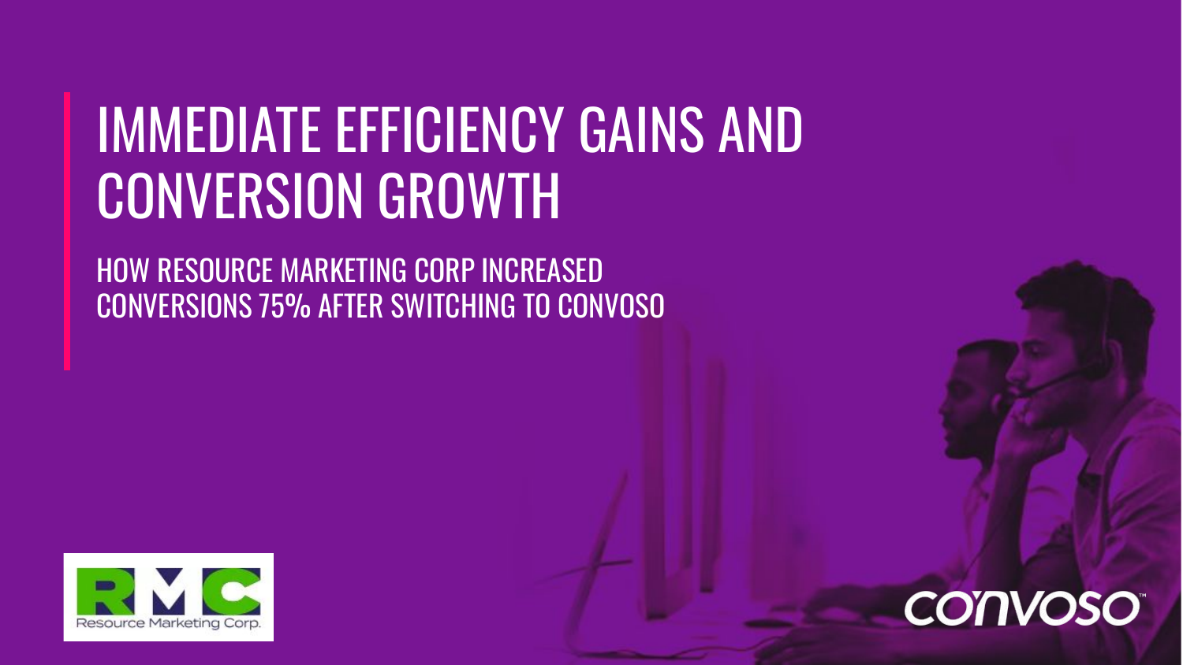# IMMEDIATE EFFICIENCY GAINS AND CONVERSION GROWTH

## HOW RESOURCE MARKETING CORP INCREASED CONVERSIONS 75% AFTER SWITCHING TO CONVOSO

RMC Resource Marketing Corp.

CONVOSO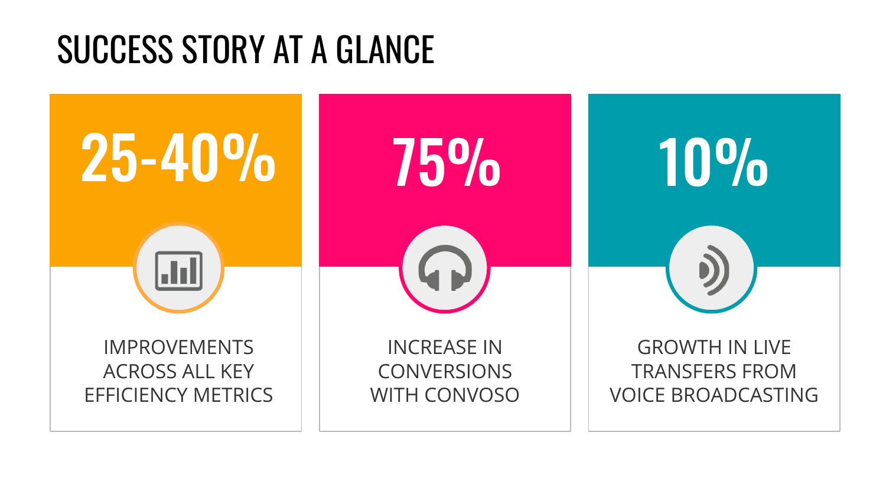# SUCCESS STORY AT A GLANCE

## 25-40%

IMPROVEMENTS ACROSS ALL KEY EFFICIENCY METRICS

## 75%

INCREASE IN CONVERSIONS WITH CONVOSO

## 10%

GROWTH IN LIVE TRANSFERS FROM VOICE BROADCASTING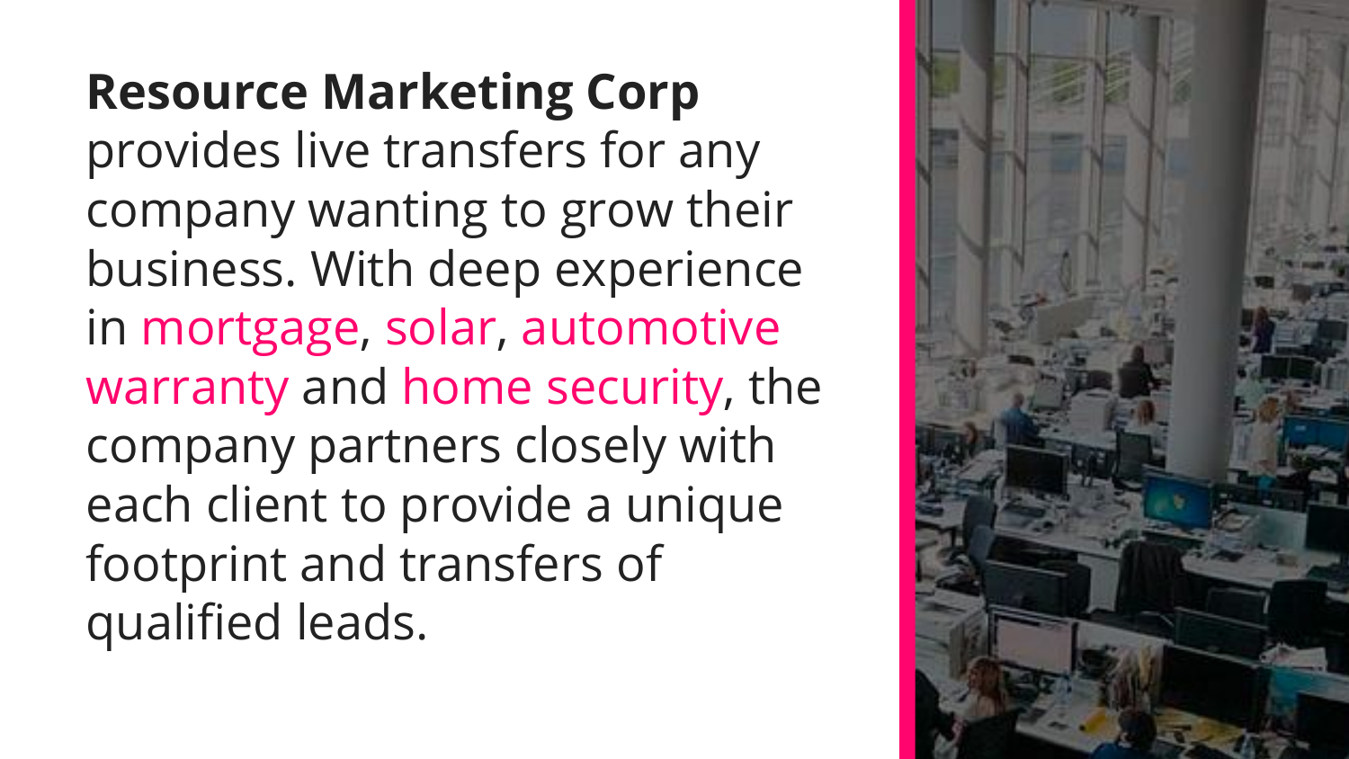**Resource Marketing Corp** provides live transfers for any company wanting to grow their business. With deep experience in mortgage, solar, automotive warranty and home security, the company partners closely with each client to provide a unique footprint and transfers of qualified leads.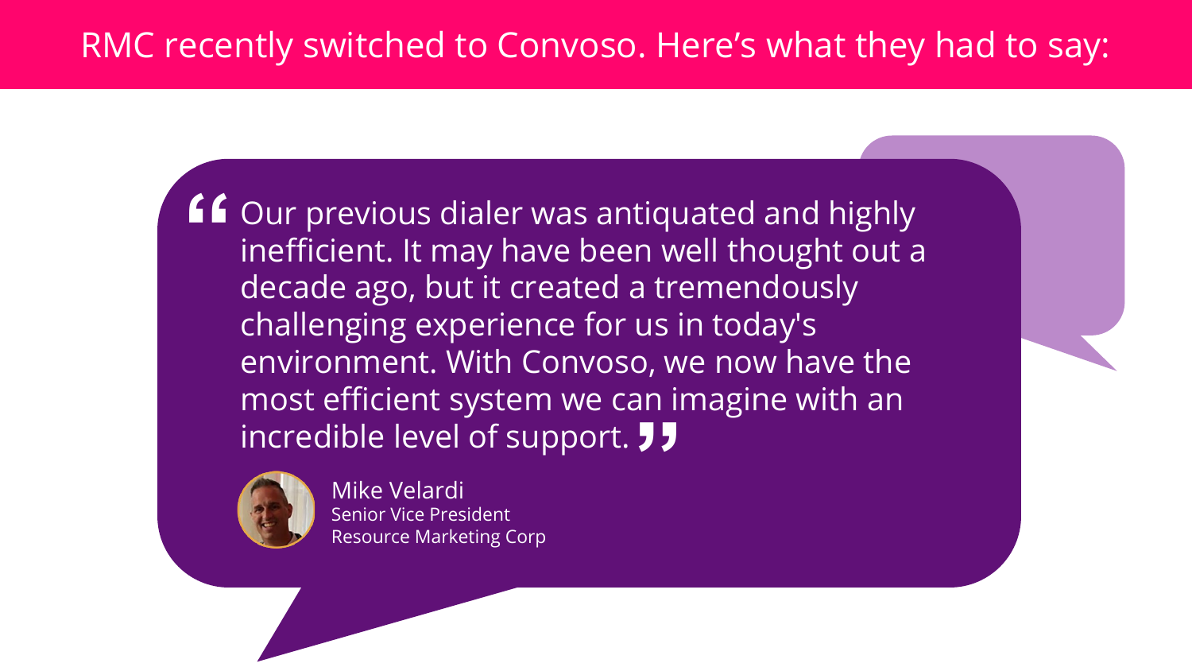# RMC recently switched to Convoso. Here's what they had to say:

> "Our previous dialer was antiquated and highly inefficient. It may have been well thought out a decade ago, but it created a tremendously challenging experience for us in today's environment. With Convoso, we now have the most efficient system we can imagine with an incredible level of support."

Mike Velardi
Senior Vice President
Resource Marketing Corp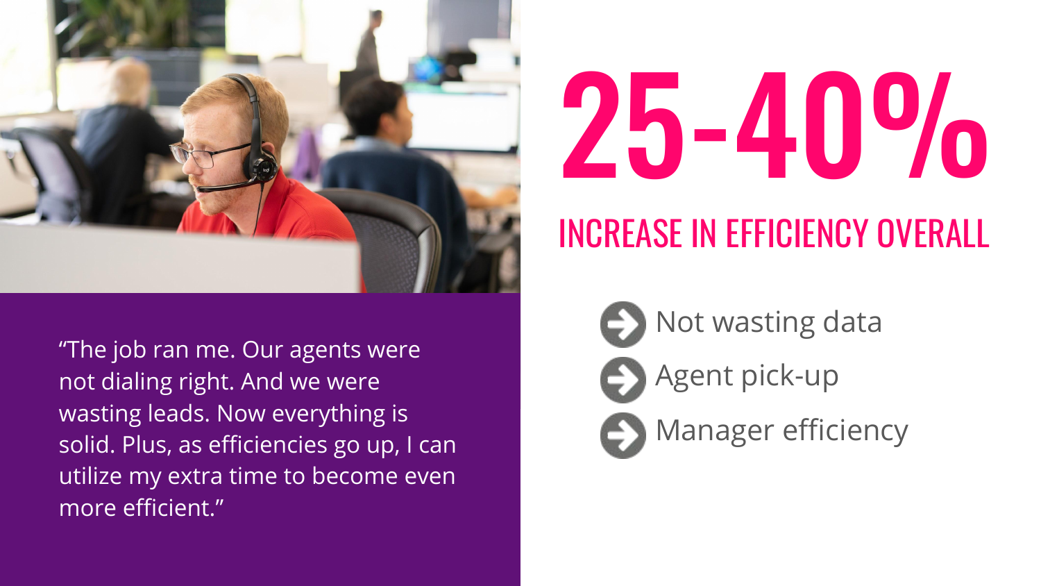“The job ran me. Our agents were not dialing right. And we were wasting leads. Now everything is solid. Plus, as efficiencies go up, I can utilize my extra time to become even more efficient.”

# 25-40%

## INCREASE IN EFFICIENCY OVERALL

- Not wasting data
- Agent pick-up
- Manager efficiency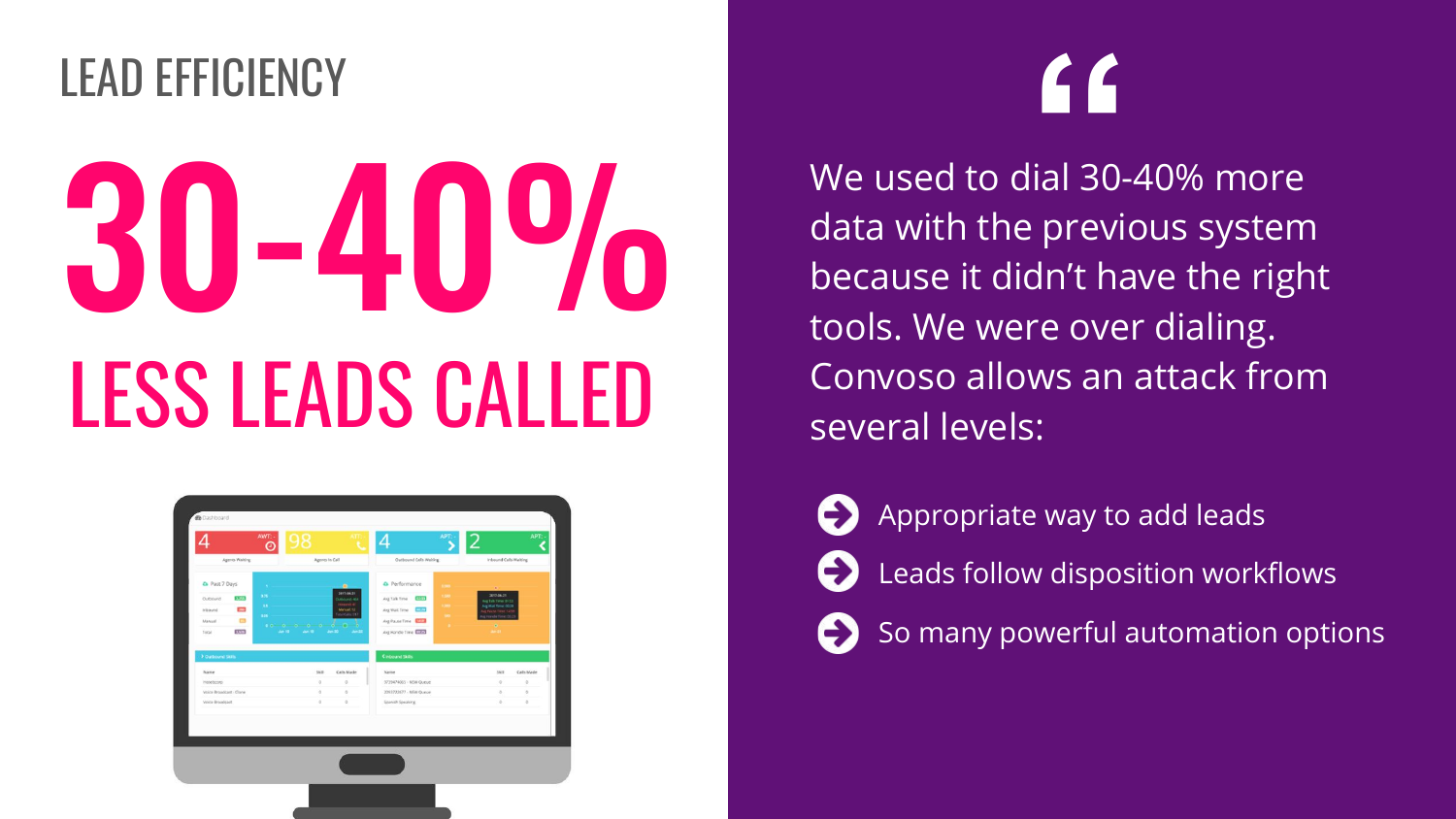## LEAD EFFICIENCY

# 30-40%

## LESS LEADS CALLED

"

We used to dial 30-40% more data with the previous system because it didn't have the right tools. We were over dialing. Convoso allows an attack from several levels:

- Appropriate way to add leads
- Leads follow disposition workflows
- So many powerful automation options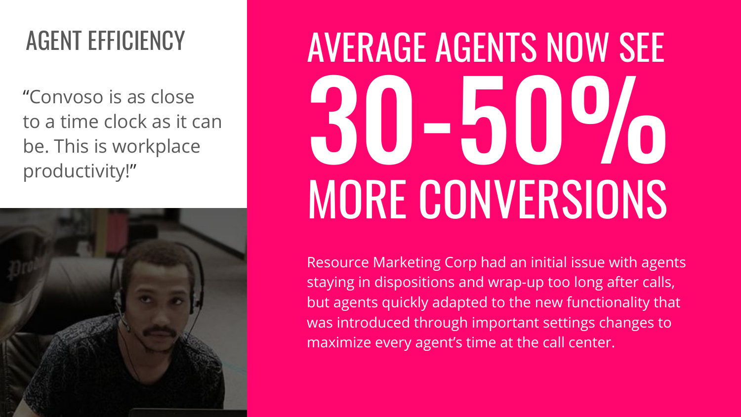## AGENT EFFICIENCY

"Convoso is as close to a time clock as it can be. This is workplace productivity!"

# AVERAGE AGENTS NOW SEE 30-50% MORE CONVERSIONS

Resource Marketing Corp had an initial issue with agents staying in dispositions and wrap-up too long after calls, but agents quickly adapted to the new functionality that was introduced through important settings changes to maximize every agent's time at the call center.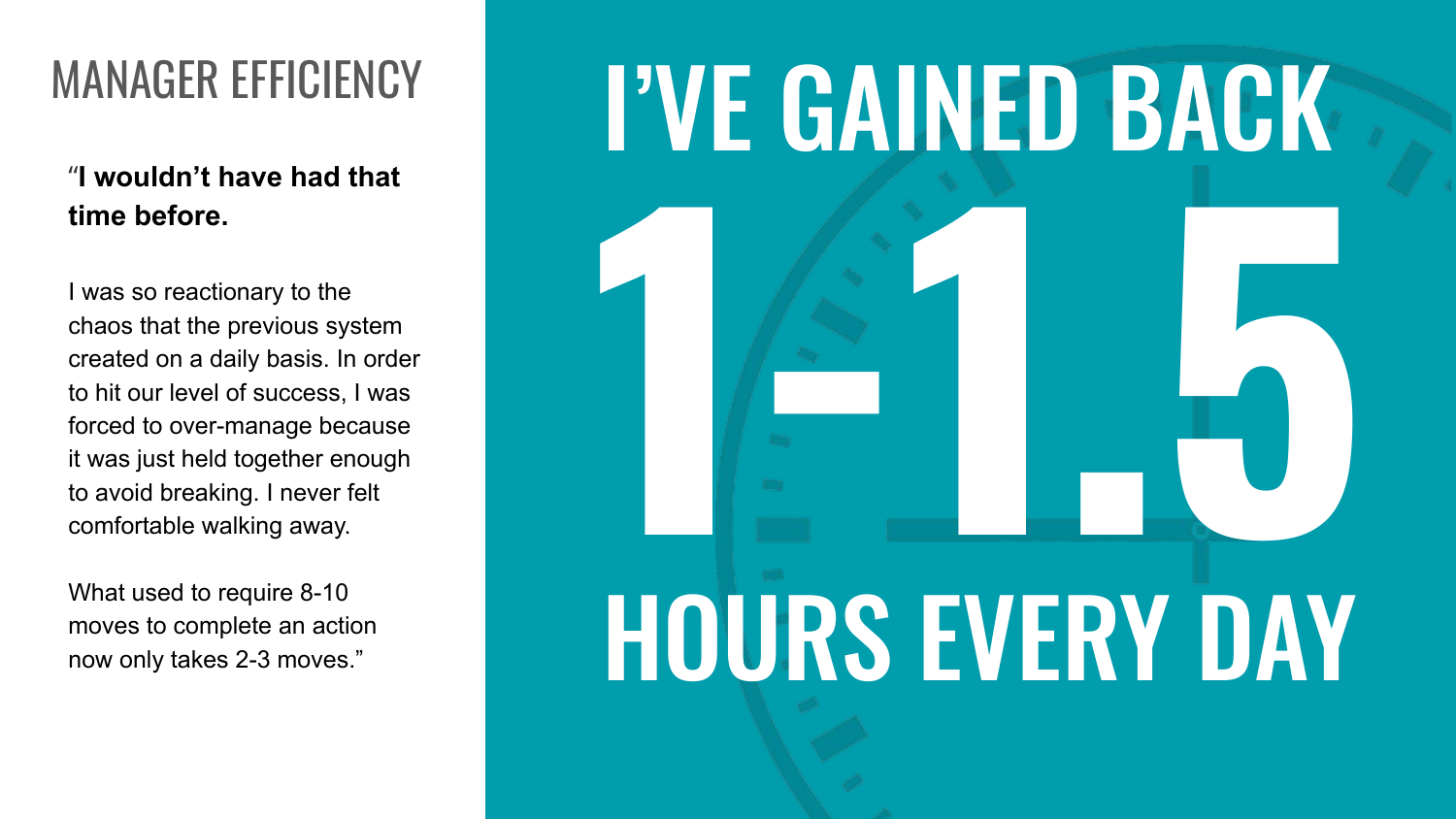# MANAGER EFFICIENCY

"**I wouldn't have had that time before.**

I was so reactionary to the chaos that the previous system created on a daily basis. In order to hit our level of success, I was forced to over-manage because it was just held together enough to avoid breaking. I never felt comfortable walking away.

What used to require 8-10 moves to complete an action now only takes 2-3 moves."

# I'VE GAINED BACK 1-1.5 HOURS EVERY DAY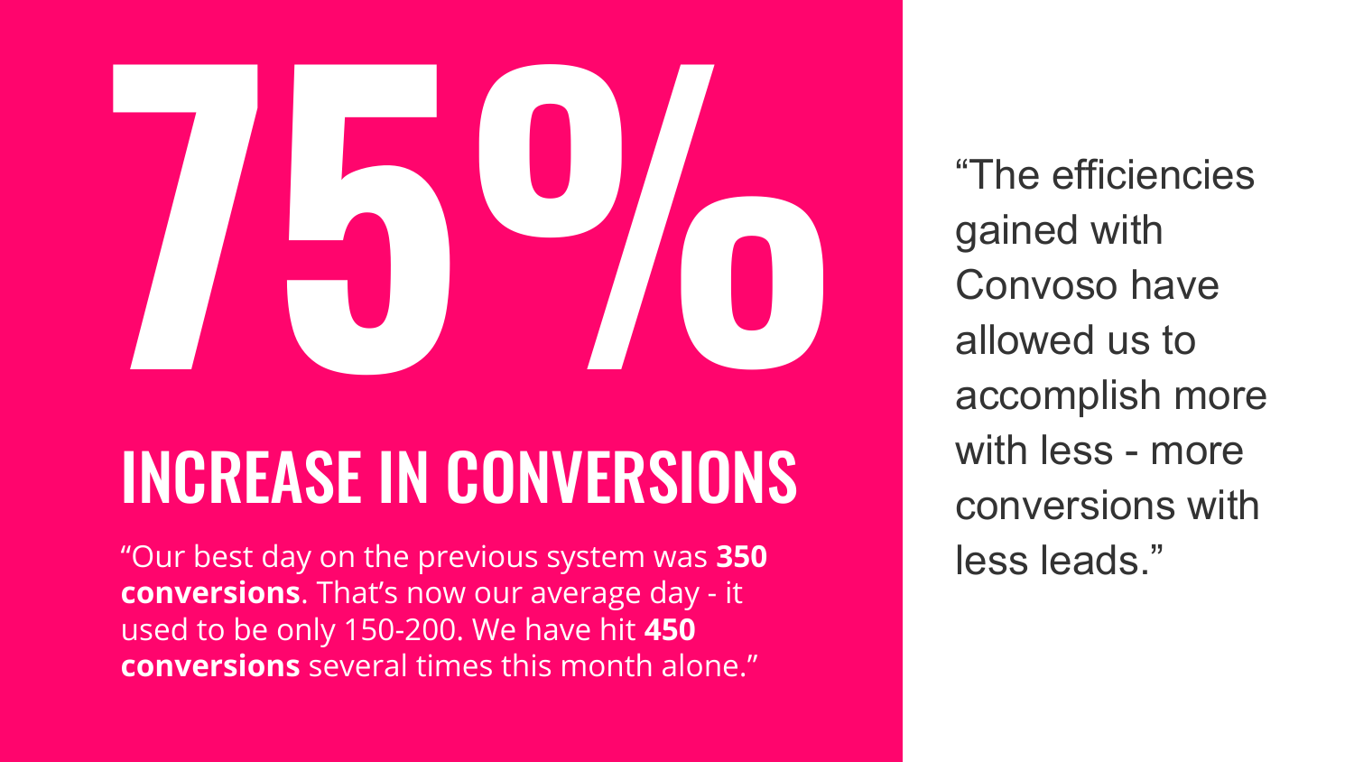# 75%

## INCREASE IN CONVERSIONS

"Our best day on the previous system was **350 conversions**. That's now our average day - it used to be only 150-200. We have hit **450 conversions** several times this month alone."

"The efficiencies gained with Convoso have allowed us to accomplish more with less - more conversions with less leads."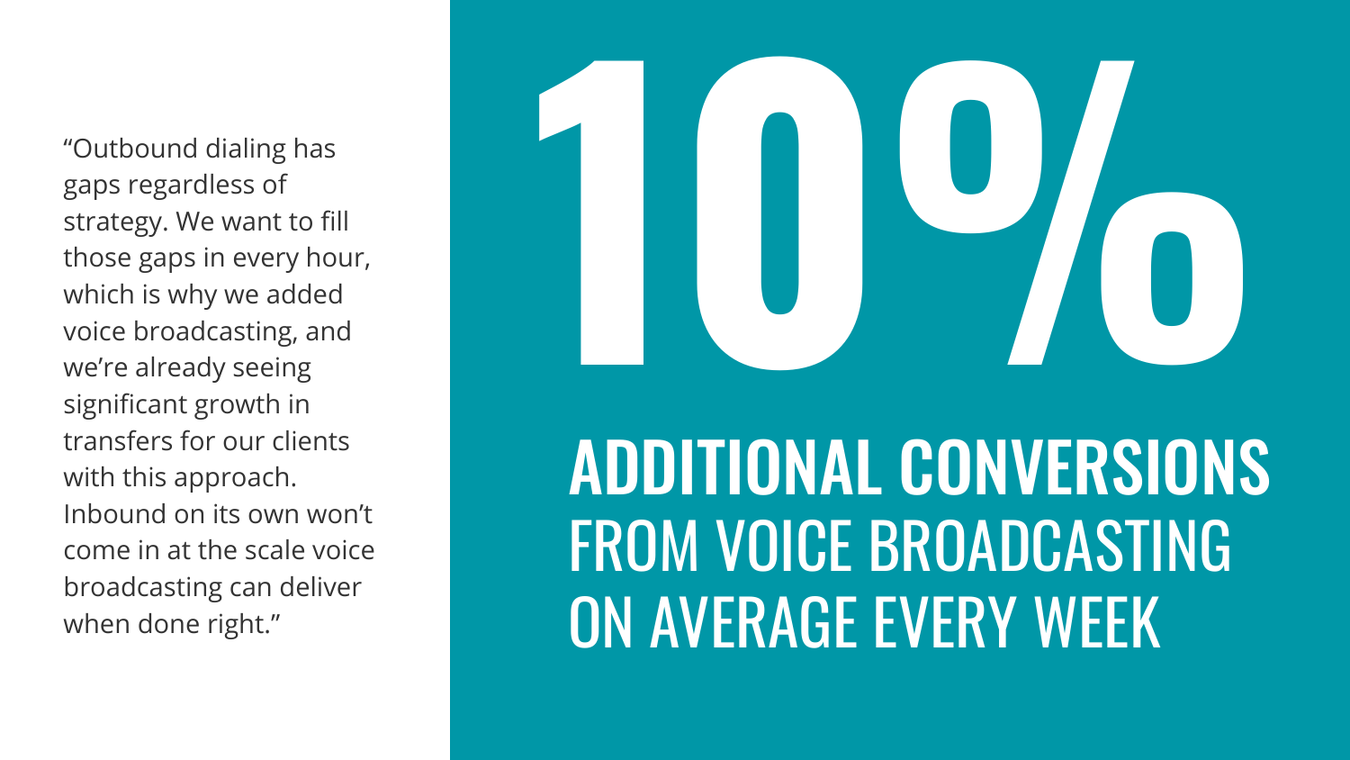"Outbound dialing has gaps regardless of strategy. We want to fill those gaps in every hour, which is why we added voice broadcasting, and we're already seeing significant growth in transfers for our clients with this approach. Inbound on its own won't come in at the scale voice broadcasting can deliver when done right."

# 10%

## ADDITIONAL CONVERSIONS

FROM VOICE BROADCASTING ON AVERAGE EVERY WEEK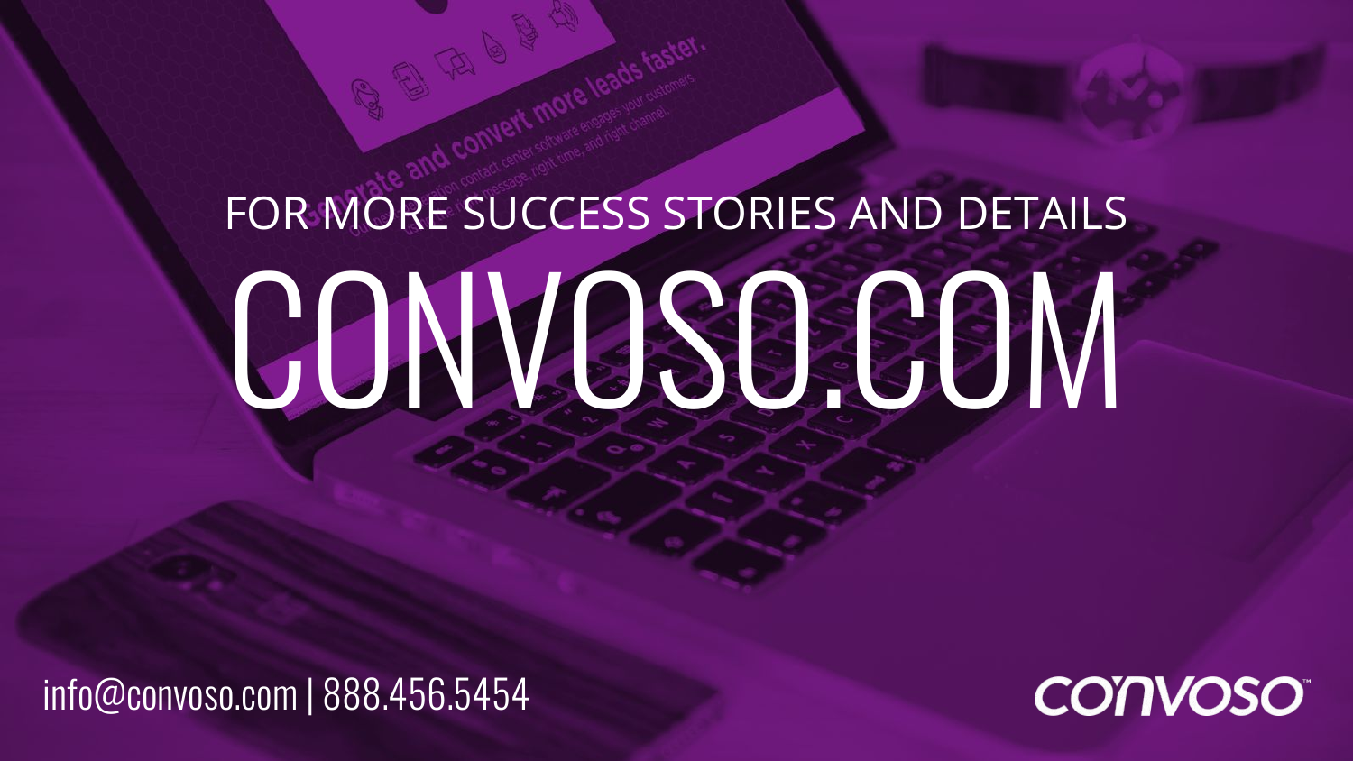FOR MORE SUCCESS STORIES AND DETAILS

# CONVOSO.COM

info@convoso.com | 888.456.5454

CONVOSO™